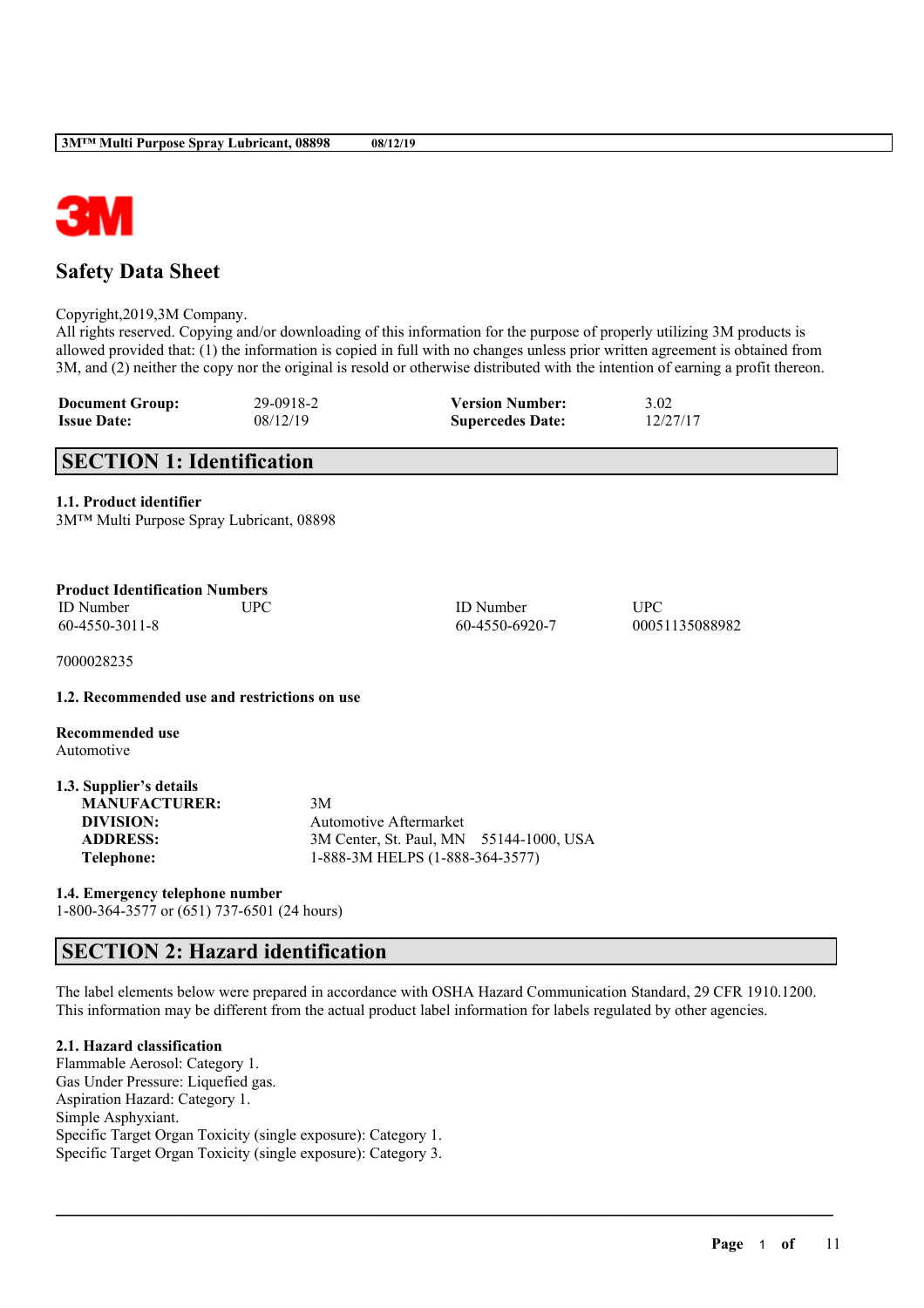# Safety Data Sheet

Copyright,2019,3M Company.
All rights reserved. Copying and/or downloading of this information for the purpose of properly utilizing 3M products is allowed provided that: (1) the information is copied in full with no changes unless prior written agreement is obtained from 3M, and (2) neither the copy nor the original is resold or otherwise distributed with the intention of earning a profit thereon.

| | | | |
|---|---|---|---|
| **Document Group:** | 29-0918-2 | **Version Number:** | 3.02 |
| **Issue Date:** | 08/12/19 | **Supercedes Date:** | 12/27/17 |

## SECTION 1: Identification

### 1.1. Product identifier

3M™ Multi Purpose Spray Lubricant, 08898

**Product Identification Numbers**

| ID Number | UPC | ID Number | UPC |
|---|---|---|---|
| 60-4550-3011-8 | | 60-4550-6920-7 | 00051135088982 |

7000028235

### 1.2. Recommended use and restrictions on use

**Recommended use**
Automotive

### 1.3. Supplier's details

| | |
|---|---|
| **MANUFACTURER:** | 3M |
| **DIVISION:** | Automotive Aftermarket |
| **ADDRESS:** | 3M Center, St. Paul, MN 55144-1000, USA |
| **Telephone:** | 1-888-3M HELPS (1-888-364-3577) |

### 1.4. Emergency telephone number

1-800-364-3577 or (651) 737-6501 (24 hours)

## SECTION 2: Hazard identification

The label elements below were prepared in accordance with OSHA Hazard Communication Standard, 29 CFR 1910.1200. This information may be different from the actual product label information for labels regulated by other agencies.

### 2.1. Hazard classification

Flammable Aerosol: Category 1.
Gas Under Pressure: Liquefied gas.
Aspiration Hazard: Category 1.
Simple Asphyxiant.
Specific Target Organ Toxicity (single exposure): Category 1.
Specific Target Organ Toxicity (single exposure): Category 3.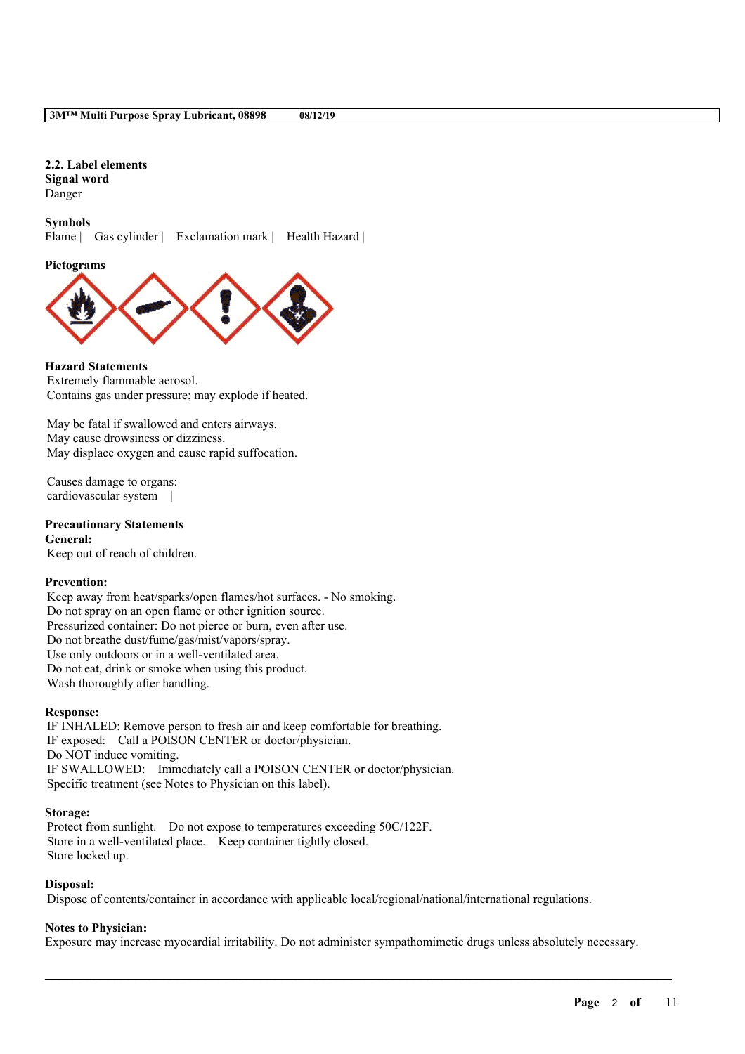## 2.2. Label elements

**Signal word**
Danger

**Symbols**
Flame | Gas cylinder | Exclamation mark | Health Hazard |

**Pictograms**

**Hazard Statements**
Extremely flammable aerosol.
Contains gas under pressure; may explode if heated.

May be fatal if swallowed and enters airways.
May cause drowsiness or dizziness.
May displace oxygen and cause rapid suffocation.

Causes damage to organs:
cardiovascular system |

**Precautionary Statements**

**General:**
Keep out of reach of children.

**Prevention:**
Keep away from heat/sparks/open flames/hot surfaces. - No smoking.
Do not spray on an open flame or other ignition source.
Pressurized container: Do not pierce or burn, even after use.
Do not breathe dust/fume/gas/mist/vapors/spray.
Use only outdoors or in a well-ventilated area.
Do not eat, drink or smoke when using this product.
Wash thoroughly after handling.

**Response:**
IF INHALED: Remove person to fresh air and keep comfortable for breathing.
IF exposed: Call a POISON CENTER or doctor/physician.
Do NOT induce vomiting.
IF SWALLOWED: Immediately call a POISON CENTER or doctor/physician.
Specific treatment (see Notes to Physician on this label).

**Storage:**
Protect from sunlight. Do not expose to temperatures exceeding 50C/122F.
Store in a well-ventilated place. Keep container tightly closed.
Store locked up.

**Disposal:**
Dispose of contents/container in accordance with applicable local/regional/national/international regulations.

**Notes to Physician:**
Exposure may increase myocardial irritability. Do not administer sympathomimetic drugs unless absolutely necessary.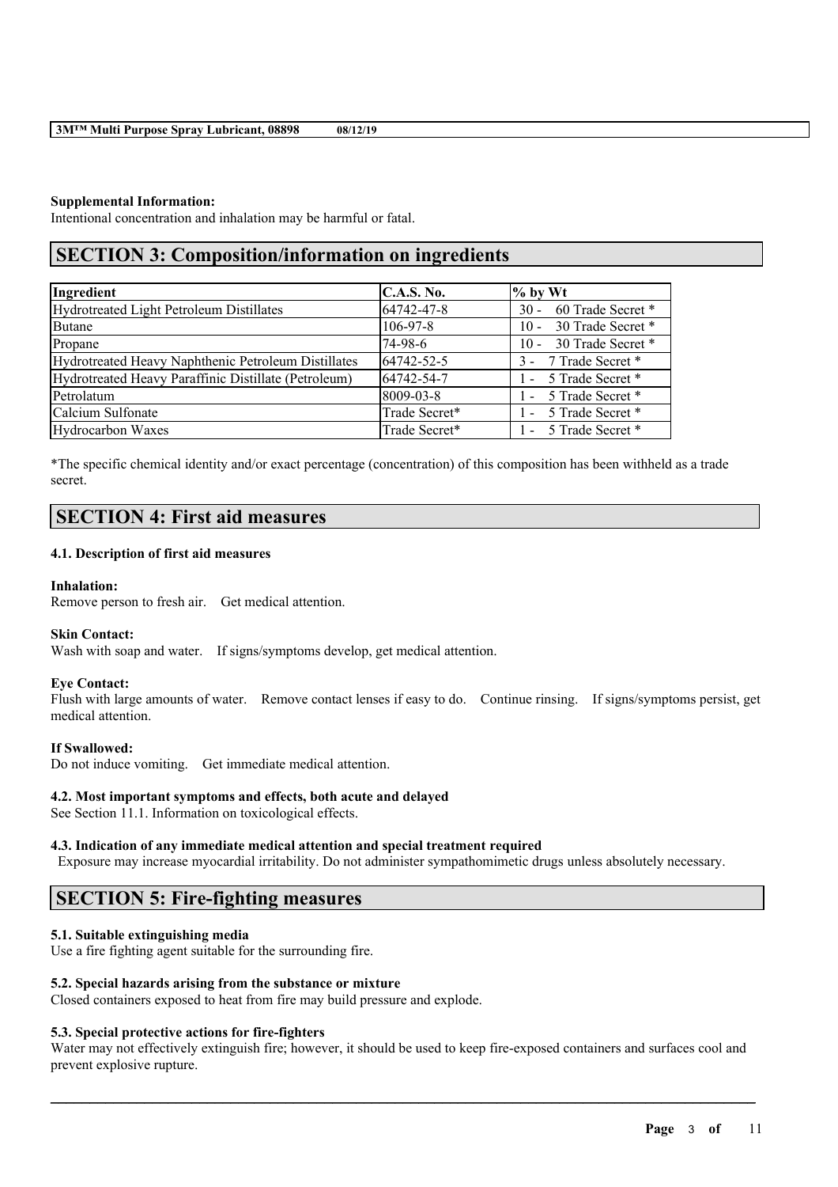**Supplemental Information:**
Intentional concentration and inhalation may be harmful or fatal.

## SECTION 3: Composition/information on ingredients

| Ingredient | C.A.S. No. | % by Wt |
|---|---|---|
| Hydrotreated Light Petroleum Distillates | 64742-47-8 | 30 - 60 Trade Secret * |
| Butane | 106-97-8 | 10 - 30 Trade Secret * |
| Propane | 74-98-6 | 10 - 30 Trade Secret * |
| Hydrotreated Heavy Naphthenic Petroleum Distillates | 64742-52-5 | 3 - 7 Trade Secret * |
| Hydrotreated Heavy Paraffinic Distillate (Petroleum) | 64742-54-7 | 1 - 5 Trade Secret * |
| Petrolatum | 8009-03-8 | 1 - 5 Trade Secret * |
| Calcium Sulfonate | Trade Secret* | 1 - 5 Trade Secret * |
| Hydrocarbon Waxes | Trade Secret* | 1 - 5 Trade Secret * |

*The specific chemical identity and/or exact percentage (concentration) of this composition has been withheld as a trade secret.

## SECTION 4: First aid measures

### 4.1. Description of first aid measures

**Inhalation:**
Remove person to fresh air. Get medical attention.

**Skin Contact:**
Wash with soap and water. If signs/symptoms develop, get medical attention.

**Eye Contact:**
Flush with large amounts of water. Remove contact lenses if easy to do. Continue rinsing. If signs/symptoms persist, get medical attention.

**If Swallowed:**
Do not induce vomiting. Get immediate medical attention.

### 4.2. Most important symptoms and effects, both acute and delayed

See Section 11.1. Information on toxicological effects.

### 4.3. Indication of any immediate medical attention and special treatment required

Exposure may increase myocardial irritability. Do not administer sympathomimetic drugs unless absolutely necessary.

## SECTION 5: Fire-fighting measures

### 5.1. Suitable extinguishing media

Use a fire fighting agent suitable for the surrounding fire.

### 5.2. Special hazards arising from the substance or mixture

Closed containers exposed to heat from fire may build pressure and explode.

### 5.3. Special protective actions for fire-fighters

Water may not effectively extinguish fire; however, it should be used to keep fire-exposed containers and surfaces cool and prevent explosive rupture.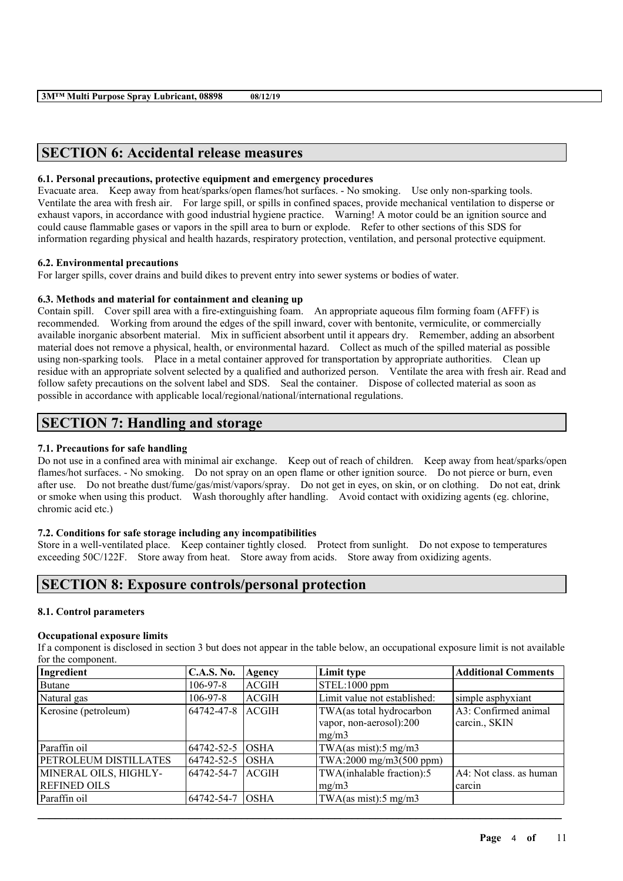## SECTION 6: Accidental release measures

### 6.1. Personal precautions, protective equipment and emergency procedures

Evacuate area. Keep away from heat/sparks/open flames/hot surfaces. - No smoking. Use only non-sparking tools. Ventilate the area with fresh air. For large spill, or spills in confined spaces, provide mechanical ventilation to disperse or exhaust vapors, in accordance with good industrial hygiene practice. Warning! A motor could be an ignition source and could cause flammable gases or vapors in the spill area to burn or explode. Refer to other sections of this SDS for information regarding physical and health hazards, respiratory protection, ventilation, and personal protective equipment.

### 6.2. Environmental precautions

For larger spills, cover drains and build dikes to prevent entry into sewer systems or bodies of water.

### 6.3. Methods and material for containment and cleaning up

Contain spill. Cover spill area with a fire-extinguishing foam. An appropriate aqueous film forming foam (AFFF) is recommended. Working from around the edges of the spill inward, cover with bentonite, vermiculite, or commercially available inorganic absorbent material. Mix in sufficient absorbent until it appears dry. Remember, adding an absorbent material does not remove a physical, health, or environmental hazard. Collect as much of the spilled material as possible using non-sparking tools. Place in a metal container approved for transportation by appropriate authorities. Clean up residue with an appropriate solvent selected by a qualified and authorized person. Ventilate the area with fresh air. Read and follow safety precautions on the solvent label and SDS. Seal the container. Dispose of collected material as soon as possible in accordance with applicable local/regional/national/international regulations.

## SECTION 7: Handling and storage

### 7.1. Precautions for safe handling

Do not use in a confined area with minimal air exchange. Keep out of reach of children. Keep away from heat/sparks/open flames/hot surfaces. - No smoking. Do not spray on an open flame or other ignition source. Do not pierce or burn, even after use. Do not breathe dust/fume/gas/mist/vapors/spray. Do not get in eyes, on skin, or on clothing. Do not eat, drink or smoke when using this product. Wash thoroughly after handling. Avoid contact with oxidizing agents (eg. chlorine, chromic acid etc.)

### 7.2. Conditions for safe storage including any incompatibilities

Store in a well-ventilated place. Keep container tightly closed. Protect from sunlight. Do not expose to temperatures exceeding 50C/122F. Store away from heat. Store away from acids. Store away from oxidizing agents.

## SECTION 8: Exposure controls/personal protection

### 8.1. Control parameters

**Occupational exposure limits**

If a component is disclosed in section 3 but does not appear in the table below, an occupational exposure limit is not available for the component.

| Ingredient | C.A.S. No. | Agency | Limit type | Additional Comments |
|---|---|---|---|---|
| Butane | 106-97-8 | ACGIH | STEL:1000 ppm | |
| Natural gas | 106-97-8 | ACGIH | Limit value not established: | simple asphyxiant |
| Kerosine (petroleum) | 64742-47-8 | ACGIH | TWA(as total hydrocarbon vapor, non-aerosol):200 mg/m3 | A3: Confirmed animal carcin., SKIN |
| Paraffin oil | 64742-52-5 | OSHA | TWA(as mist):5 mg/m3 | |
| PETROLEUM DISTILLATES | 64742-52-5 | OSHA | TWA:2000 mg/m3(500 ppm) | |
| MINERAL OILS, HIGHLY-REFINED OILS | 64742-54-7 | ACGIH | TWA(inhalable fraction):5 mg/m3 | A4: Not class. as human carcin |
| Paraffin oil | 64742-54-7 | OSHA | TWA(as mist):5 mg/m3 | |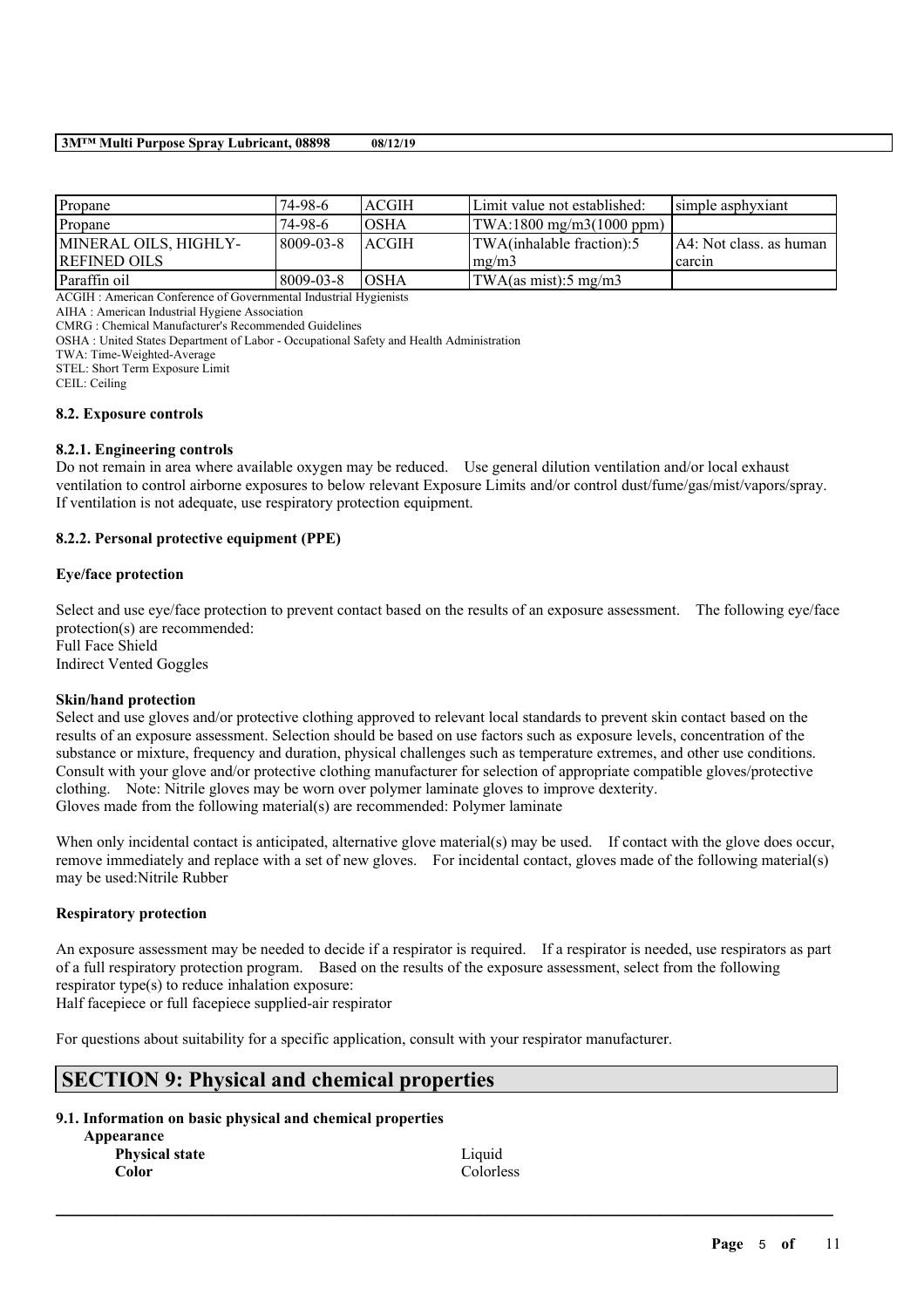| Propane | 74-98-6 | ACGIH | Limit value not established: | simple asphyxiant |
|---|---|---|---|---|
| Propane | 74-98-6 | OSHA | TWA:1800 mg/m3(1000 ppm) | |
| MINERAL OILS, HIGHLY-REFINED OILS | 8009-03-8 | ACGIH | TWA(inhalable fraction):5 mg/m3 | A4: Not class. as human carcin |
| Paraffin oil | 8009-03-8 | OSHA | TWA(as mist):5 mg/m3 | |

ACGIH : American Conference of Governmental Industrial Hygienists
AIHA : American Industrial Hygiene Association
CMRG : Chemical Manufacturer's Recommended Guidelines
OSHA : United States Department of Labor - Occupational Safety and Health Administration
TWA: Time-Weighted-Average
STEL: Short Term Exposure Limit
CEIL: Ceiling

### 8.2. Exposure controls

#### 8.2.1. Engineering controls

Do not remain in area where available oxygen may be reduced. Use general dilution ventilation and/or local exhaust ventilation to control airborne exposures to below relevant Exposure Limits and/or control dust/fume/gas/mist/vapors/spray. If ventilation is not adequate, use respiratory protection equipment.

#### 8.2.2. Personal protective equipment (PPE)

**Eye/face protection**

Select and use eye/face protection to prevent contact based on the results of an exposure assessment. The following eye/face protection(s) are recommended:
Full Face Shield
Indirect Vented Goggles

**Skin/hand protection**

Select and use gloves and/or protective clothing approved to relevant local standards to prevent skin contact based on the results of an exposure assessment. Selection should be based on use factors such as exposure levels, concentration of the substance or mixture, frequency and duration, physical challenges such as temperature extremes, and other use conditions. Consult with your glove and/or protective clothing manufacturer for selection of appropriate compatible gloves/protective clothing. Note: Nitrile gloves may be worn over polymer laminate gloves to improve dexterity.
Gloves made from the following material(s) are recommended: Polymer laminate

When only incidental contact is anticipated, alternative glove material(s) may be used. If contact with the glove does occur, remove immediately and replace with a set of new gloves. For incidental contact, gloves made of the following material(s) may be used:Nitrile Rubber

**Respiratory protection**

An exposure assessment may be needed to decide if a respirator is required. If a respirator is needed, use respirators as part of a full respiratory protection program. Based on the results of the exposure assessment, select from the following respirator type(s) to reduce inhalation exposure:
Half facepiece or full facepiece supplied-air respirator

For questions about suitability for a specific application, consult with your respirator manufacturer.

## SECTION 9: Physical and chemical properties

### 9.1. Information on basic physical and chemical properties

**Appearance**

| | |
|---|---|
| **Physical state** | Liquid |
| **Color** | Colorless |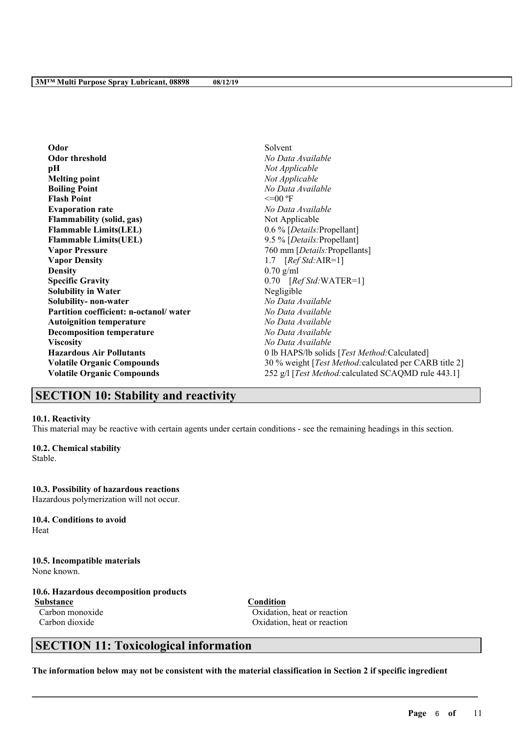| Property | Value |
| --- | --- |
| **Odor** | Solvent |
| **Odor threshold** | *No Data Available* |
| **pH** | *Not Applicable* |
| **Melting point** | *Not Applicable* |
| **Boiling Point** | *No Data Available* |
| **Flash Point** | <=00 ºF |
| **Evaporation rate** | *No Data Available* |
| **Flammability (solid, gas)** | Not Applicable |
| **Flammable Limits(LEL)** | 0.6 % [*Details:*Propellant] |
| **Flammable Limits(UEL)** | 9.5 % [*Details:*Propellant] |
| **Vapor Pressure** | 760 mm [*Details:*Propellants] |
| **Vapor Density** | 1.7 [*Ref Std:*AIR=1] |
| **Density** | 0.70 g/ml |
| **Specific Gravity** | 0.70 [*Ref Std:*WATER=1] |
| **Solubility in Water** | Negligible |
| **Solubility- non-water** | *No Data Available* |
| **Partition coefficient: n-octanol/ water** | *No Data Available* |
| **Autoignition temperature** | *No Data Available* |
| **Decomposition temperature** | *No Data Available* |
| **Viscosity** | *No Data Available* |
| **Hazardous Air Pollutants** | 0 lb HAPS/lb solids [*Test Method:*Calculated] |
| **Volatile Organic Compounds** | 30 % weight [*Test Method:*calculated per CARB title 2] |
| **Volatile Organic Compounds** | 252 g/l [*Test Method:*calculated SCAQMD rule 443.1] |

## SECTION 10: Stability and reactivity

**10.1. Reactivity**

This material may be reactive with certain agents under certain conditions - see the remaining headings in this section.

**10.2. Chemical stability**

Stable.

**10.3. Possibility of hazardous reactions**

Hazardous polymerization will not occur.

**10.4. Conditions to avoid**

Heat

**10.5. Incompatible materials**

None known.

**10.6. Hazardous decomposition products**

| Substance | Condition |
| --- | --- |
| Carbon monoxide | Oxidation, heat or reaction |
| Carbon dioxide | Oxidation, heat or reaction |

## SECTION 11: Toxicological information

**The information below may not be consistent with the material classification in Section 2 if specific ingredient**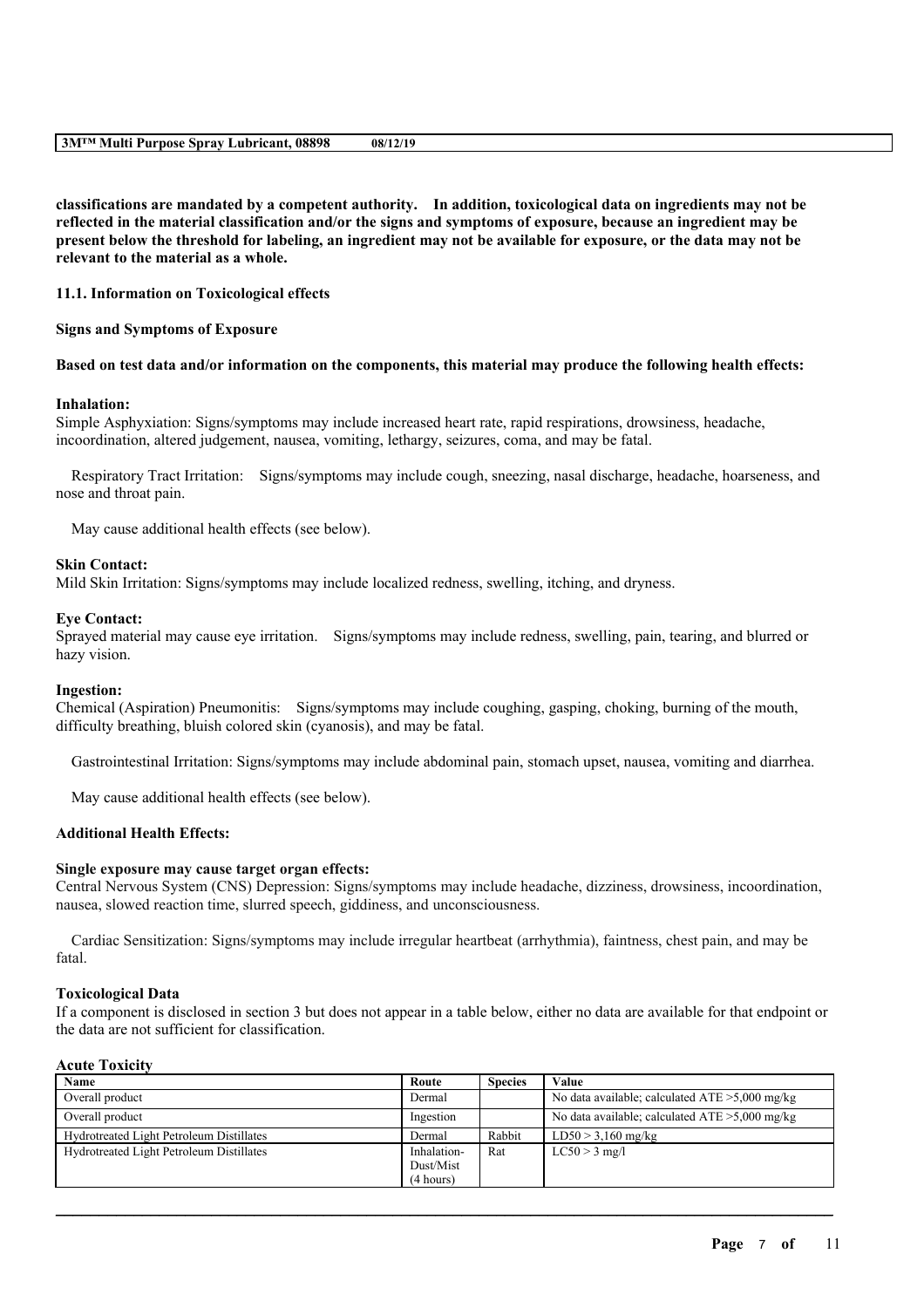**classifications are mandated by a competent authority. In addition, toxicological data on ingredients may not be reflected in the material classification and/or the signs and symptoms of exposure, because an ingredient may be present below the threshold for labeling, an ingredient may not be available for exposure, or the data may not be relevant to the material as a whole.**

**11.1. Information on Toxicological effects**

**Signs and Symptoms of Exposure**

**Based on test data and/or information on the components, this material may produce the following health effects:**

**Inhalation:**

Simple Asphyxiation: Signs/symptoms may include increased heart rate, rapid respirations, drowsiness, headache, incoordination, altered judgement, nausea, vomiting, lethargy, seizures, coma, and may be fatal.

Respiratory Tract Irritation: Signs/symptoms may include cough, sneezing, nasal discharge, headache, hoarseness, and nose and throat pain.

May cause additional health effects (see below).

**Skin Contact:**

Mild Skin Irritation: Signs/symptoms may include localized redness, swelling, itching, and dryness.

**Eye Contact:**

Sprayed material may cause eye irritation. Signs/symptoms may include redness, swelling, pain, tearing, and blurred or hazy vision.

**Ingestion:**

Chemical (Aspiration) Pneumonitis: Signs/symptoms may include coughing, gasping, choking, burning of the mouth, difficulty breathing, bluish colored skin (cyanosis), and may be fatal.

Gastrointestinal Irritation: Signs/symptoms may include abdominal pain, stomach upset, nausea, vomiting and diarrhea.

May cause additional health effects (see below).

**Additional Health Effects:**

**Single exposure may cause target organ effects:**

Central Nervous System (CNS) Depression: Signs/symptoms may include headache, dizziness, drowsiness, incoordination, nausea, slowed reaction time, slurred speech, giddiness, and unconsciousness.

Cardiac Sensitization: Signs/symptoms may include irregular heartbeat (arrhythmia), faintness, chest pain, and may be fatal.

**Toxicological Data**

If a component is disclosed in section 3 but does not appear in a table below, either no data are available for that endpoint or the data are not sufficient for classification.

**Acute Toxicity**

| Name | Route | Species | Value |
|---|---|---|---|
| Overall product | Dermal | | No data available; calculated ATE >5,000 mg/kg |
| Overall product | Ingestion | | No data available; calculated ATE >5,000 mg/kg |
| Hydrotreated Light Petroleum Distillates | Dermal | Rabbit | LD50 > 3,160 mg/kg |
| Hydrotreated Light Petroleum Distillates | Inhalation-Dust/Mist (4 hours) | Rat | LC50 > 3 mg/l |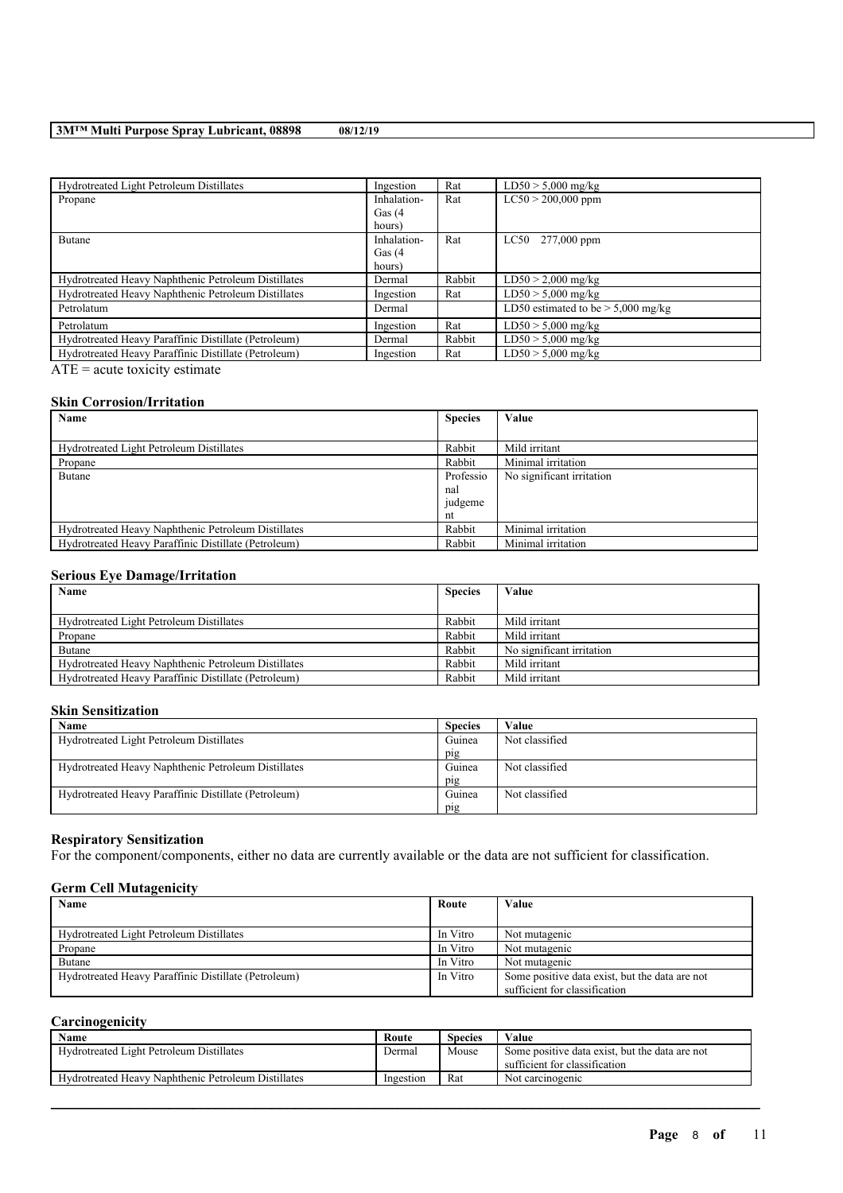| Hydrotreated Light Petroleum Distillates | Ingestion | Rat | LD50 > 5,000 mg/kg |
|---|---|---|---|
| Propane | Inhalation-Gas (4 hours) | Rat | LC50 > 200,000 ppm |
| Butane | Inhalation-Gas (4 hours) | Rat | LC50 277,000 ppm |
| Hydrotreated Heavy Naphthenic Petroleum Distillates | Dermal | Rabbit | LD50 > 2,000 mg/kg |
| Hydrotreated Heavy Naphthenic Petroleum Distillates | Ingestion | Rat | LD50 > 5,000 mg/kg |
| Petrolatum | Dermal | | LD50 estimated to be > 5,000 mg/kg |
| Petrolatum | Ingestion | Rat | LD50 > 5,000 mg/kg |
| Hydrotreated Heavy Paraffinic Distillate (Petroleum) | Dermal | Rabbit | LD50 > 5,000 mg/kg |
| Hydrotreated Heavy Paraffinic Distillate (Petroleum) | Ingestion | Rat | LD50 > 5,000 mg/kg |

ATE = acute toxicity estimate

**Skin Corrosion/Irritation**

| Name | Species | Value |
|---|---|---|
| Hydrotreated Light Petroleum Distillates | Rabbit | Mild irritant |
| Propane | Rabbit | Minimal irritation |
| Butane | Professional judgement | No significant irritation |
| Hydrotreated Heavy Naphthenic Petroleum Distillates | Rabbit | Minimal irritation |
| Hydrotreated Heavy Paraffinic Distillate (Petroleum) | Rabbit | Minimal irritation |

**Serious Eye Damage/Irritation**

| Name | Species | Value |
|---|---|---|
| Hydrotreated Light Petroleum Distillates | Rabbit | Mild irritant |
| Propane | Rabbit | Mild irritant |
| Butane | Rabbit | No significant irritation |
| Hydrotreated Heavy Naphthenic Petroleum Distillates | Rabbit | Mild irritant |
| Hydrotreated Heavy Paraffinic Distillate (Petroleum) | Rabbit | Mild irritant |

**Skin Sensitization**

| Name | Species | Value |
|---|---|---|
| Hydrotreated Light Petroleum Distillates | Guinea pig | Not classified |
| Hydrotreated Heavy Naphthenic Petroleum Distillates | Guinea pig | Not classified |
| Hydrotreated Heavy Paraffinic Distillate (Petroleum) | Guinea pig | Not classified |

**Respiratory Sensitization**

For the component/components, either no data are currently available or the data are not sufficient for classification.

**Germ Cell Mutagenicity**

| Name | Route | Value |
|---|---|---|
| Hydrotreated Light Petroleum Distillates | In Vitro | Not mutagenic |
| Propane | In Vitro | Not mutagenic |
| Butane | In Vitro | Not mutagenic |
| Hydrotreated Heavy Paraffinic Distillate (Petroleum) | In Vitro | Some positive data exist, but the data are not sufficient for classification |

**Carcinogenicity**

| Name | Route | Species | Value |
|---|---|---|---|
| Hydrotreated Light Petroleum Distillates | Dermal | Mouse | Some positive data exist, but the data are not sufficient for classification |
| Hydrotreated Heavy Naphthenic Petroleum Distillates | Ingestion | Rat | Not carcinogenic |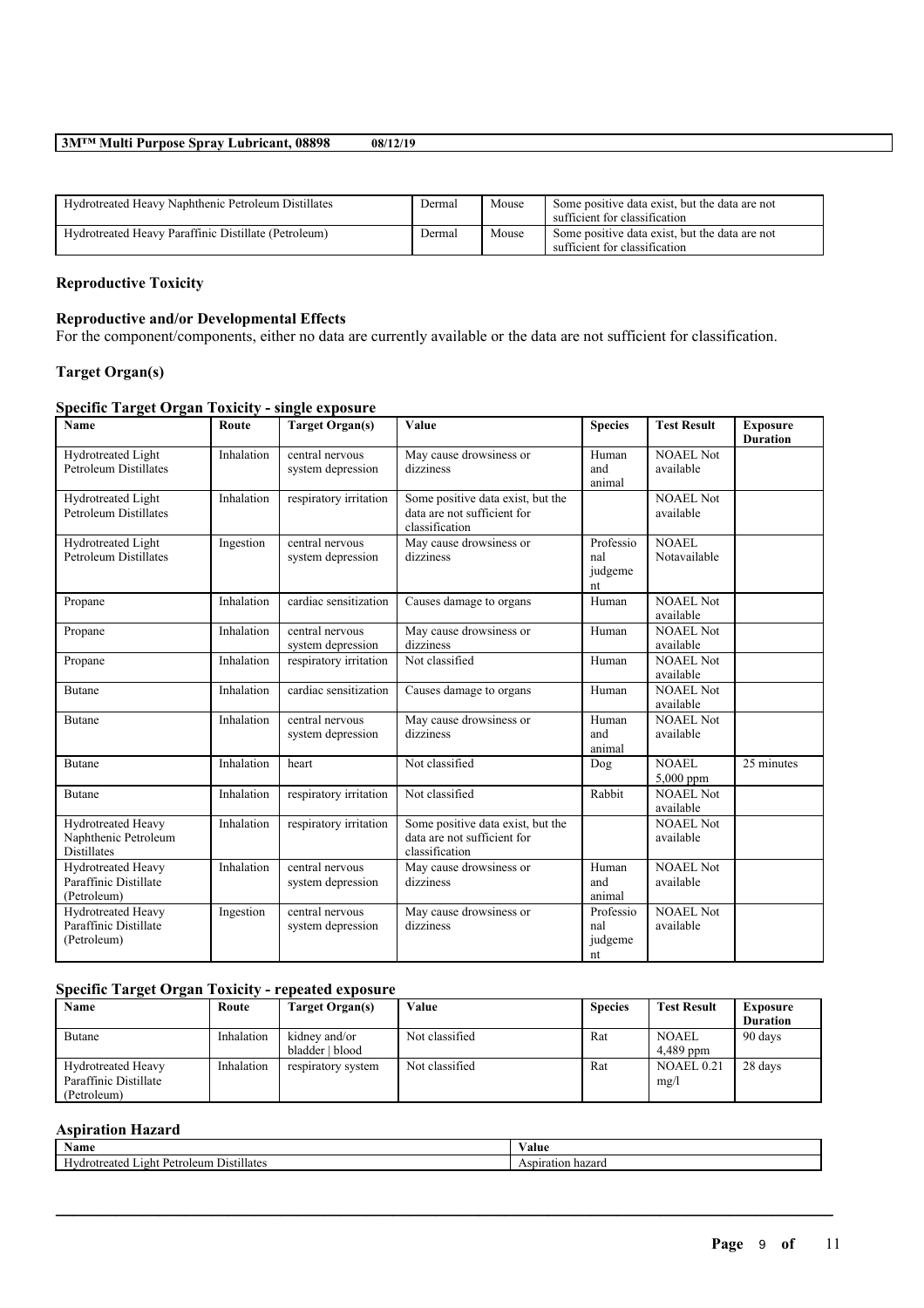| Hydrotreated Heavy Naphthenic Petroleum Distillates | Dermal | Mouse | Some positive data exist, but the data are not sufficient for classification |
|---|---|---|---|
| Hydrotreated Heavy Paraffinic Distillate (Petroleum) | Dermal | Mouse | Some positive data exist, but the data are not sufficient for classification |

**Reproductive Toxicity**

**Reproductive and/or Developmental Effects**

For the component/components, either no data are currently available or the data are not sufficient for classification.

**Target Organ(s)**

**Specific Target Organ Toxicity - single exposure**

| Name | Route | Target Organ(s) | Value | Species | Test Result | Exposure Duration |
|---|---|---|---|---|---|---|
| Hydrotreated Light Petroleum Distillates | Inhalation | central nervous system depression | May cause drowsiness or dizziness | Human and animal | NOAEL Not available | |
| Hydrotreated Light Petroleum Distillates | Inhalation | respiratory irritation | Some positive data exist, but the data are not sufficient for classification | | NOAEL Not available | |
| Hydrotreated Light Petroleum Distillates | Ingestion | central nervous system depression | May cause drowsiness or dizziness | Professional judgement | NOAEL Notavailable | |
| Propane | Inhalation | cardiac sensitization | Causes damage to organs | Human | NOAEL Not available | |
| Propane | Inhalation | central nervous system depression | May cause drowsiness or dizziness | Human | NOAEL Not available | |
| Propane | Inhalation | respiratory irritation | Not classified | Human | NOAEL Not available | |
| Butane | Inhalation | cardiac sensitization | Causes damage to organs | Human | NOAEL Not available | |
| Butane | Inhalation | central nervous system depression | May cause drowsiness or dizziness | Human and animal | NOAEL Not available | |
| Butane | Inhalation | heart | Not classified | Dog | NOAEL 5,000 ppm | 25 minutes |
| Butane | Inhalation | respiratory irritation | Not classified | Rabbit | NOAEL Not available | |
| Hydrotreated Heavy Naphthenic Petroleum Distillates | Inhalation | respiratory irritation | Some positive data exist, but the data are not sufficient for classification | | NOAEL Not available | |
| Hydrotreated Heavy Paraffinic Distillate (Petroleum) | Inhalation | central nervous system depression | May cause drowsiness or dizziness | Human and animal | NOAEL Not available | |
| Hydrotreated Heavy Paraffinic Distillate (Petroleum) | Ingestion | central nervous system depression | May cause drowsiness or dizziness | Professional judgement | NOAEL Not available | |

**Specific Target Organ Toxicity - repeated exposure**

| Name | Route | Target Organ(s) | Value | Species | Test Result | Exposure Duration |
|---|---|---|---|---|---|---|
| Butane | Inhalation | kidney and/or bladder \| blood | Not classified | Rat | NOAEL 4,489 ppm | 90 days |
| Hydrotreated Heavy Paraffinic Distillate (Petroleum) | Inhalation | respiratory system | Not classified | Rat | NOAEL 0.21 mg/l | 28 days |

**Aspiration Hazard**

| Name | Value |
|---|---|
| Hydrotreated Light Petroleum Distillates | Aspiration hazard |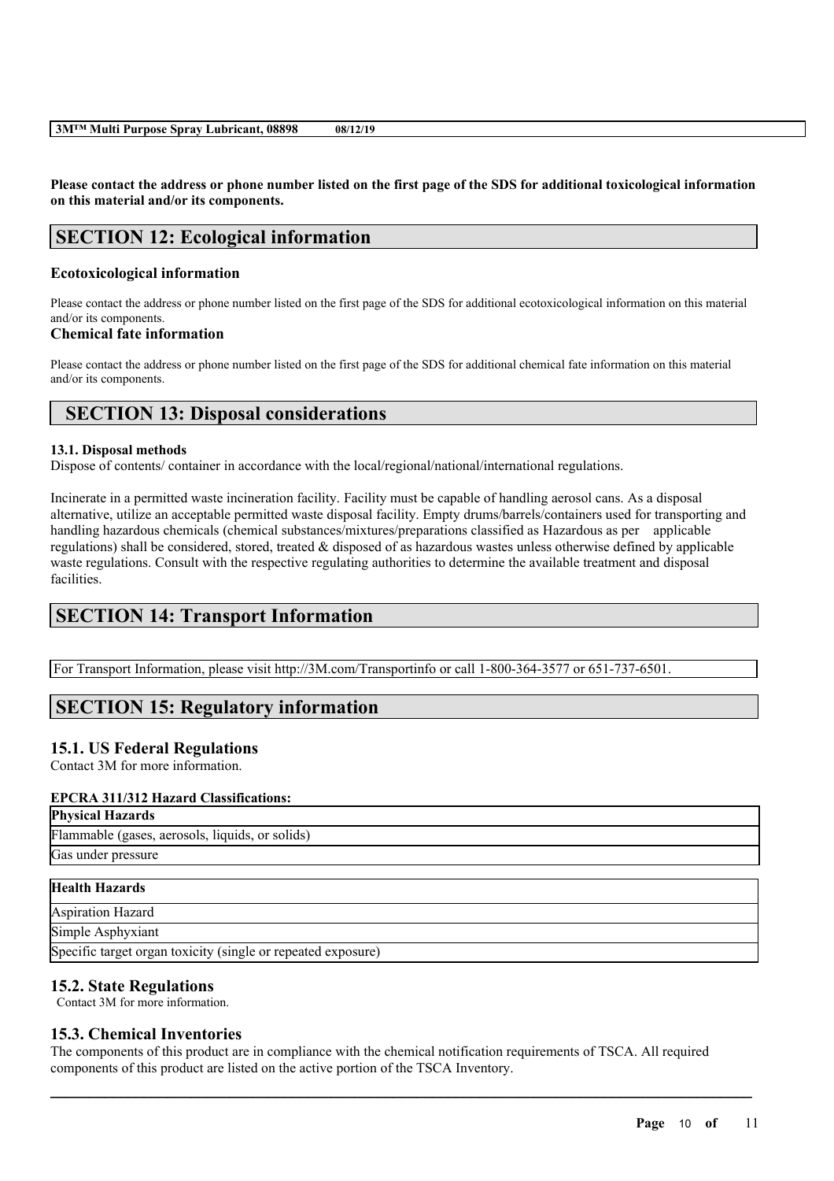**Please contact the address or phone number listed on the first page of the SDS for additional toxicological information on this material and/or its components.**

## SECTION 12: Ecological information

### Ecotoxicological information

Please contact the address or phone number listed on the first page of the SDS for additional ecotoxicological information on this material and/or its components.

### Chemical fate information

Please contact the address or phone number listed on the first page of the SDS for additional chemical fate information on this material and/or its components.

## SECTION 13: Disposal considerations

**13.1. Disposal methods**

Dispose of contents/ container in accordance with the local/regional/national/international regulations.

Incinerate in a permitted waste incineration facility. Facility must be capable of handling aerosol cans. As a disposal alternative, utilize an acceptable permitted waste disposal facility. Empty drums/barrels/containers used for transporting and handling hazardous chemicals (chemical substances/mixtures/preparations classified as Hazardous as per applicable regulations) shall be considered, stored, treated & disposed of as hazardous wastes unless otherwise defined by applicable waste regulations. Consult with the respective regulating authorities to determine the available treatment and disposal facilities.

## SECTION 14: Transport Information

For Transport Information, please visit http://3M.com/Transportinfo or call 1-800-364-3577 or 651-737-6501.

## SECTION 15: Regulatory information

### 15.1. US Federal Regulations

Contact 3M for more information.

**EPCRA 311/312 Hazard Classifications:**

| Physical Hazards |
| --- |
| Flammable (gases, aerosols, liquids, or solids) |
| Gas under pressure |

| Health Hazards |
| --- |
| Aspiration Hazard |
| Simple Asphyxiant |
| Specific target organ toxicity (single or repeated exposure) |

### 15.2. State Regulations

Contact 3M for more information.

### 15.3. Chemical Inventories

The components of this product are in compliance with the chemical notification requirements of TSCA. All required components of this product are listed on the active portion of the TSCA Inventory.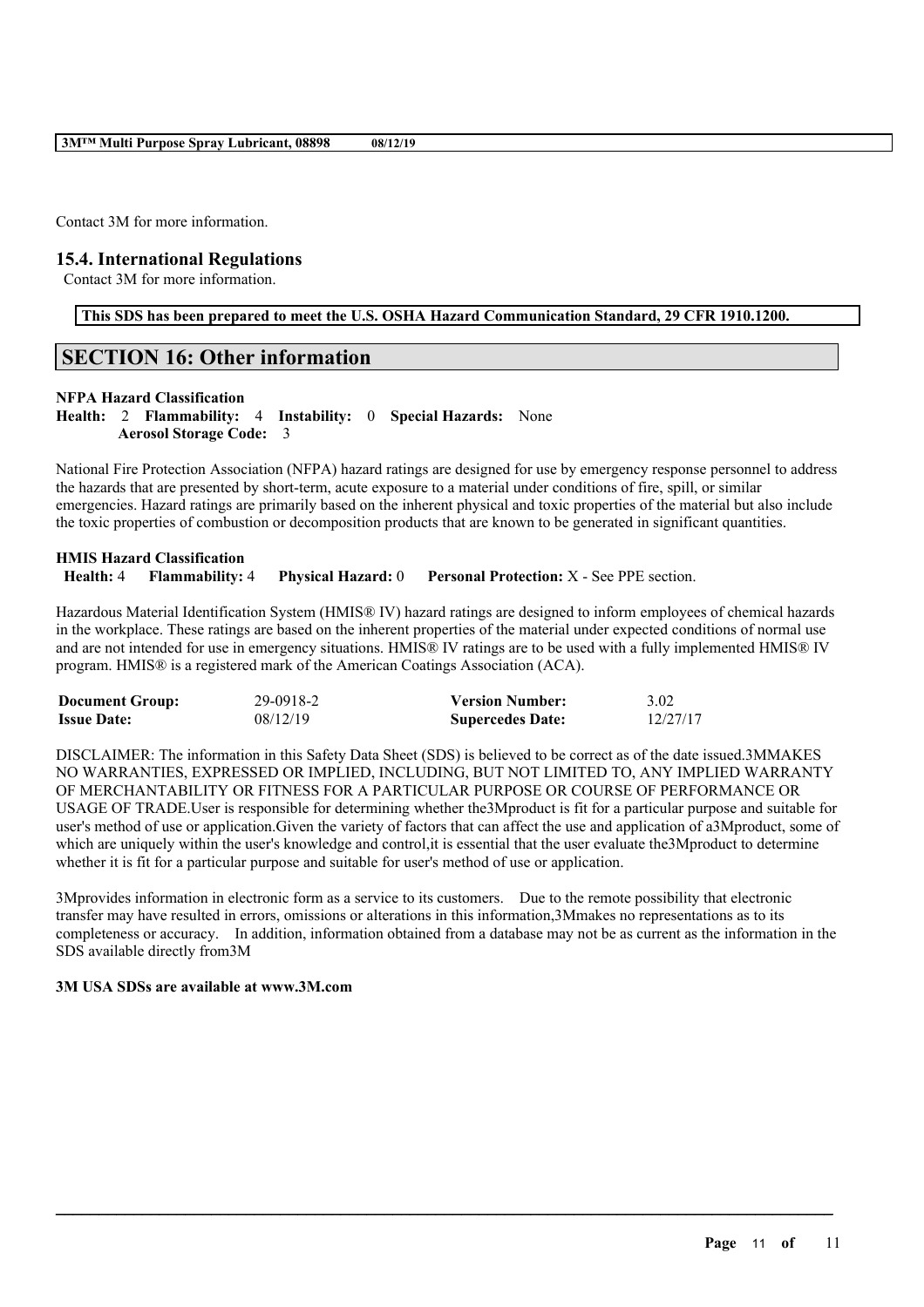Contact 3M for more information.

### 15.4. International Regulations

Contact 3M for more information.

**This SDS has been prepared to meet the U.S. OSHA Hazard Communication Standard, 29 CFR 1910.1200.**

## SECTION 16: Other information

**NFPA Hazard Classification**

**Health:** 2 **Flammability:** 4 **Instability:** 0 **Special Hazards:** None
**Aerosol Storage Code:** 3

National Fire Protection Association (NFPA) hazard ratings are designed for use by emergency response personnel to address the hazards that are presented by short-term, acute exposure to a material under conditions of fire, spill, or similar emergencies. Hazard ratings are primarily based on the inherent physical and toxic properties of the material but also include the toxic properties of combustion or decomposition products that are known to be generated in significant quantities.

**HMIS Hazard Classification**

**Health:** 4 **Flammability:** 4 **Physical Hazard:** 0 **Personal Protection:** X - See PPE section.

Hazardous Material Identification System (HMIS® IV) hazard ratings are designed to inform employees of chemical hazards in the workplace. These ratings are based on the inherent properties of the material under expected conditions of normal use and are not intended for use in emergency situations. HMIS® IV ratings are to be used with a fully implemented HMIS® IV program. HMIS® is a registered mark of the American Coatings Association (ACA).

| | | | |
|---|---|---|---|
| **Document Group:** | 29-0918-2 | **Version Number:** | 3.02 |
| **Issue Date:** | 08/12/19 | **Supercedes Date:** | 12/27/17 |

DISCLAIMER: The information in this Safety Data Sheet (SDS) is believed to be correct as of the date issued.3MMAKES NO WARRANTIES, EXPRESSED OR IMPLIED, INCLUDING, BUT NOT LIMITED TO, ANY IMPLIED WARRANTY OF MERCHANTABILITY OR FITNESS FOR A PARTICULAR PURPOSE OR COURSE OF PERFORMANCE OR USAGE OF TRADE.User is responsible for determining whether the3Mproduct is fit for a particular purpose and suitable for user's method of use or application.Given the variety of factors that can affect the use and application of a3Mproduct, some of which are uniquely within the user's knowledge and control,it is essential that the user evaluate the3Mproduct to determine whether it is fit for a particular purpose and suitable for user's method of use or application.

3Mprovides information in electronic form as a service to its customers. Due to the remote possibility that electronic transfer may have resulted in errors, omissions or alterations in this information,3Mmakes no representations as to its completeness or accuracy. In addition, information obtained from a database may not be as current as the information in the SDS available directly from3M

**3M USA SDSs are available at www.3M.com**